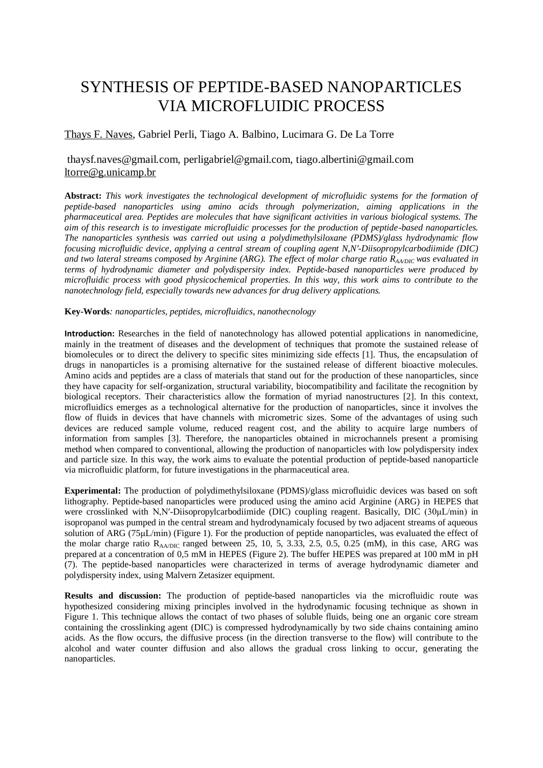# SYNTHESIS OF PEPTIDE-BASED NANOPARTICLES VIA MICROFLUIDIC PROCESS

Thays F. Naves, Gabriel Perli, Tiago A. Balbino, Lucimara G. De La Torre

thaysf.naves@gmail.com, perligabriel@gmail.com, tiago.albertini@gmail.com ltorre@g.unicamp.br

**Abstract:** *This work investigates the technological development of microfluidic systems for the formation of peptide-based nanoparticles using amino acids through polymerization, aiming applications in the pharmaceutical area. Peptides are molecules that have significant activities in various biological systems. The aim of this research is to investigate microfluidic processes for the production of peptide-based nanoparticles. The nanoparticles synthesis was carried out using a polydimethylsiloxane (PDMS)/glass hydrodynamic flow focusing microfluidic device, applying a central stream of coupling agent N,N′-Diisopropylcarbodiimide (DIC) and two lateral streams composed by Arginine (ARG). The effect of molar charge ratio $R_{AA/DIC}$ was evaluated in terms of hydrodynamic diameter and polydispersity index. Peptide-based nanoparticles were produced by microfluidic process with good physicochemical properties. In this way, this work aims to contribute to the nanotechnology field, especially towards new advances for drug delivery applications.*

**Key-Words**: *nanoparticles, peptides, microfluidics, nanothecnology*

**Introduction:** Researches in the field of nanotechnology has allowed potential applications in nanomedicine, mainly in the treatment of diseases and the development of techniques that promote the sustained release of biomolecules or to direct the delivery to specific sites minimizing side effects [1]. Thus, the encapsulation of drugs in nanoparticles is a promising alternative for the sustained release of different bioactive molecules. Amino acids and peptides are a class of materials that stand out for the production of these nanoparticles, since they have capacity for self-organization, structural variability, biocompatibility and facilitate the recognition by biological receptors. Their characteristics allow the formation of myriad nanostructures [2]. In this context, microfluidics emerges as a technological alternative for the production of nanoparticles, since it involves the flow of fluids in devices that have channels with micrometric sizes. Some of the advantages of using such devices are reduced sample volume, reduced reagent cost, and the ability to acquire large numbers of information from samples [3]. Therefore, the nanoparticles obtained in microchannels present a promising method when compared to conventional, allowing the production of nanoparticles with low polydispersity index and particle size. In this way, the work aims to evaluate the potential production of peptide-based nanoparticle via microfluidic platform, for future investigations in the pharmaceutical area.

**Experimental:** The production of polydimethylsiloxane (PDMS)/glass microfluidic devices was based on soft lithography. Peptide-based nanoparticles were produced using the amino acid Arginine (ARG) in HEPES that were crosslinked with N,N′-Diisopropylcarbodiimide (DIC) coupling reagent. Basically, DIC (30µL/min) in isopropanol was pumped in the central stream and hydrodynamicaly focused by two adjacent streams of aqueous solution of ARG (75µL/min) (Figure 1). For the production of peptide nanoparticles, was evaluated the effect of the molar charge ratio $R_{AA/DIC}$ ranged between 25, 10, 5, 3.33, 2.5, 0.5, 0.25 (mM), in this case, ARG was prepared at a concentration of 0,5 mM in HEPES (Figure 2). The buffer HEPES was prepared at 100 mM in pH (7). The peptide-based nanoparticles were characterized in terms of average hydrodynamic diameter and polydispersity index, using Malvern Zetasizer equipment.

**Results and discussion:** The production of peptide-based nanoparticles via the microfluidic route was hypothesized considering mixing principles involved in the hydrodynamic focusing technique as shown in Figure 1. This technique allows the contact of two phases of soluble fluids, being one an organic core stream containing the crosslinking agent (DIC) is compressed hydrodynamically by two side chains containing amino acids. As the flow occurs, the diffusive process (in the direction transverse to the flow) will contribute to the alcohol and water counter diffusion and also allows the gradual cross linking to occur, generating the nanoparticles.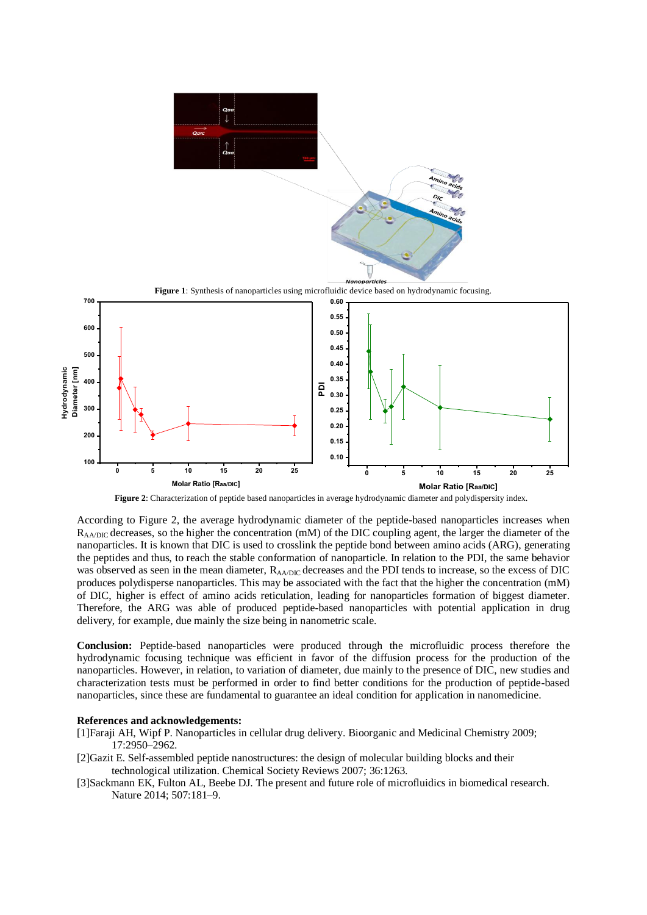Q_aa

Q_DIC

Q_aa

100 μm

Amino acids

DIC

Amino acids

Nanoparticles

**Figure 1**: Synthesis of nanoparticles using microfluidic device based on hydrodynamic focusing.

Hydrodynamic Diameter [nm]

700

600

500

400

300

200

100

0 5 10 15 20 25

Molar Ratio [Raa/DIC]

PDI

0.60

0.55

0.50

0.45

0.40

0.35

0.30

0.25

0.20

0.15

0.10

0 5 10 15 20 25

Molar Ratio [Raa/DIC]

**Figure 2**: Characterization of peptide based nanoparticles in average hydrodynamic diameter and polydispersity index.

According to Figure 2, the average hydrodynamic diameter of the peptide-based nanoparticles increases when $R_{AA/DIC}$ decreases, so the higher the concentration (mM) of the DIC coupling agent, the larger the diameter of the nanoparticles. It is known that DIC is used to crosslink the peptide bond between amino acids (ARG), generating the peptides and thus, to reach the stable conformation of nanoparticle. In relation to the PDI, the same behavior was observed as seen in the mean diameter, $R_{AA/DIC}$ decreases and the PDI tends to increase, so the excess of DIC produces polydisperse nanoparticles. This may be associated with the fact that the higher the concentration (mM) of DIC, higher is effect of amino acids reticulation, leading for nanoparticles formation of biggest diameter. Therefore, the ARG was able of produced peptide-based nanoparticles with potential application in drug delivery, for example, due mainly the size being in nanometric scale.

**Conclusion:** Peptide-based nanoparticles were produced through the microfluidic process therefore the hydrodynamic focusing technique was efficient in favor of the diffusion process for the production of the nanoparticles. However, in relation, to variation of diameter, due mainly to the presence of DIC, new studies and characterization tests must be performed in order to find better conditions for the production of peptide-based nanoparticles, since these are fundamental to guarantee an ideal condition for application in nanomedicine.

**References and acknowledgements:**

[1]Faraji AH, Wipf P. Nanoparticles in cellular drug delivery. Bioorganic and Medicinal Chemistry 2009; 17:2950–2962.

[2]Gazit E. Self-assembled peptide nanostructures: the design of molecular building blocks and their technological utilization. Chemical Society Reviews 2007; 36:1263.

[3]Sackmann EK, Fulton AL, Beebe DJ. The present and future role of microfluidics in biomedical research. Nature 2014; 507:181–9.